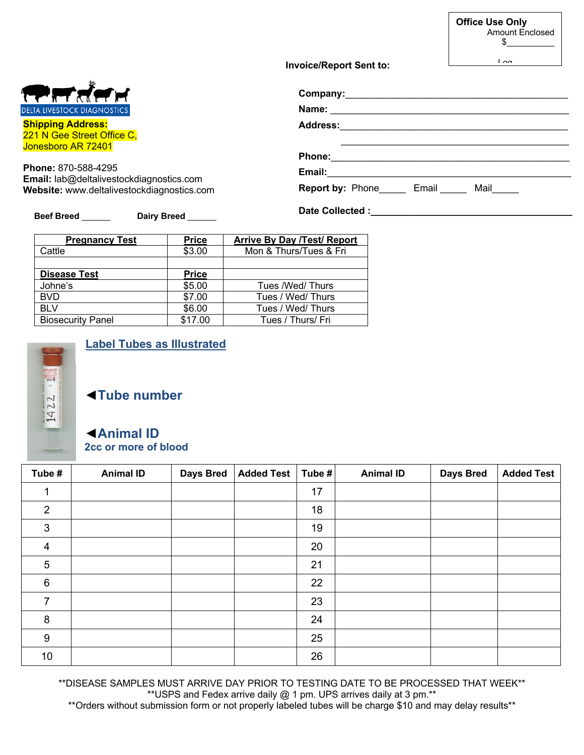**Office Use Only**
Amount Enclosed
$__________
Log

**Invoice/Report Sent to:**

**Company:**_______________________________________________

**Name:** _________________________________________________

**Address:**_______________________________________________

_______________________________________________

**Phone:**_________________________________________________

**Email:**_________________________________________________

**Report by:** Phone_____ Email _____ Mail_____

**Date Collected :**__________________________________________

DELTA LIVESTOCK DIAGNOSTICS

**Shipping Address:**
221 N Gee Street Office C,
Jonesboro AR 72401

**Phone:** 870-588-4295
**Email:** lab@deltalivestockdiagnostics.com
**Website:** www.deltalivestockdiagnostics.com

**Beef Breed** ______ **Dairy Breed** ______

| Pregnancy Test | Price | Arrive By Day /Test/ Report |
|---|---|---|
| Cattle | $3.00 | Mon & Thurs/Tues & Fri |
| | | |
| **Disease Test** | **Price** | |
| Johne's | $5.00 | Tues /Wed/ Thurs |
| BVD | $7.00 | Tues / Wed/ Thurs |
| BLV | $6.00 | Tues / Wed/ Thurs |
| Biosecurity Panel | $17.00 | Tues / Thurs/ Fri |

## Label Tubes as Illustrated

◄**Tube number**

◄**Animal ID**
**2cc or more of blood**

| Tube # | Animal ID | Days Bred | Added Test | Tube # | Animal ID | Days Bred | Added Test |
|---|---|---|---|---|---|---|---|
| 1 | | | | 17 | | | |
| 2 | | | | 18 | | | |
| 3 | | | | 19 | | | |
| 4 | | | | 20 | | | |
| 5 | | | | 21 | | | |
| 6 | | | | 22 | | | |
| 7 | | | | 23 | | | |
| 8 | | | | 24 | | | |
| 9 | | | | 25 | | | |
| 10 | | | | 26 | | | |

**DISEASE SAMPLES MUST ARRIVE DAY PRIOR TO TESTING DATE TO BE PROCESSED THAT WEEK**
**USPS and Fedex arrive daily @ 1 pm. UPS arrives daily at 3 pm.**
**Orders without submission form or not properly labeled tubes will be charge $10 and may delay results**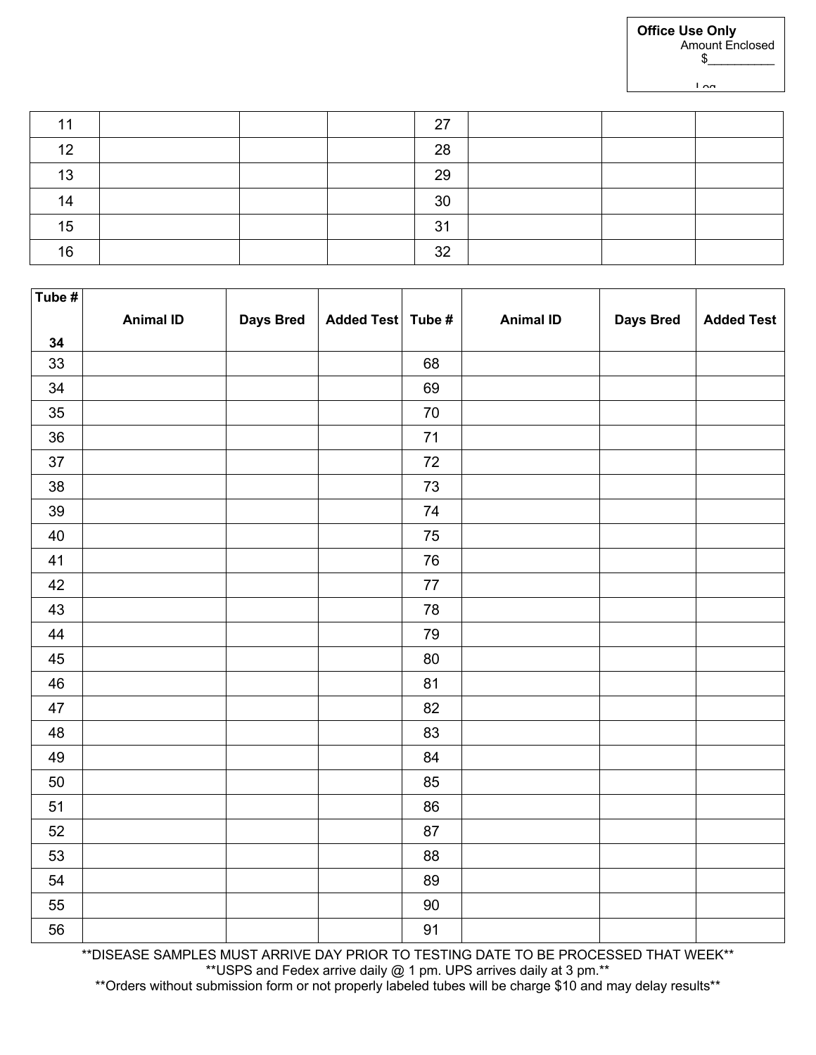**Office Use Only**
Amount Enclosed
$__________

Log

| | | | | | | | |
|---|---|---|---|---|---|---|---|
| 11 | | | | 27 | | | |
| 12 | | | | 28 | | | |
| 13 | | | | 29 | | | |
| 14 | | | | 30 | | | |
| 15 | | | | 31 | | | |
| 16 | | | | 32 | | | |

| Tube # 34 | Animal ID | Days Bred | Added Test | Tube # | Animal ID | Days Bred | Added Test |
|---|---|---|---|---|---|---|---|
| 33 | | | | 68 | | | |
| 34 | | | | 69 | | | |
| 35 | | | | 70 | | | |
| 36 | | | | 71 | | | |
| 37 | | | | 72 | | | |
| 38 | | | | 73 | | | |
| 39 | | | | 74 | | | |
| 40 | | | | 75 | | | |
| 41 | | | | 76 | | | |
| 42 | | | | 77 | | | |
| 43 | | | | 78 | | | |
| 44 | | | | 79 | | | |
| 45 | | | | 80 | | | |
| 46 | | | | 81 | | | |
| 47 | | | | 82 | | | |
| 48 | | | | 83 | | | |
| 49 | | | | 84 | | | |
| 50 | | | | 85 | | | |
| 51 | | | | 86 | | | |
| 52 | | | | 87 | | | |
| 53 | | | | 88 | | | |
| 54 | | | | 89 | | | |
| 55 | | | | 90 | | | |
| 56 | | | | 91 | | | |

**DISEASE SAMPLES MUST ARRIVE DAY PRIOR TO TESTING DATE TO BE PROCESSED THAT WEEK**

**USPS and Fedex arrive daily @ 1 pm. UPS arrives daily at 3 pm.**

**Orders without submission form or not properly labeled tubes will be charge $10 and may delay results**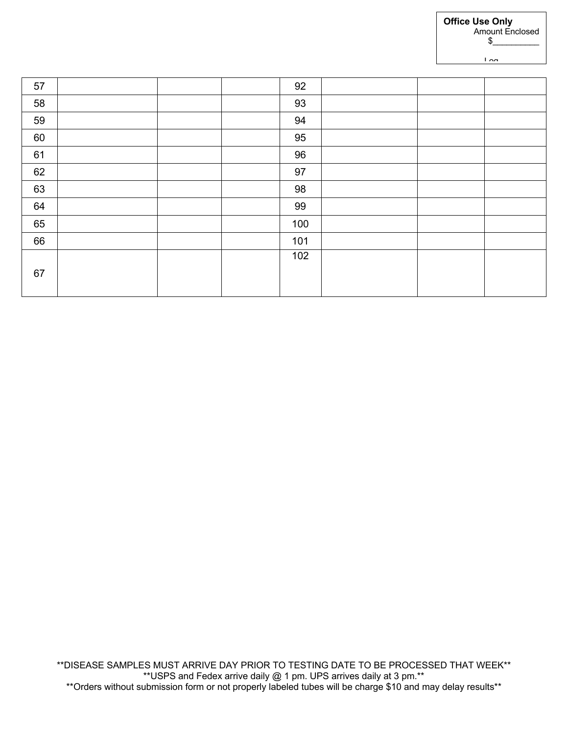**Office Use Only**
Amount Enclosed
$__________

Log

| | | | | | | | |
|---|---|---|---|---|---|---|---|
| 57 | | | | 92 | | | |
| 58 | | | | 93 | | | |
| 59 | | | | 94 | | | |
| 60 | | | | 95 | | | |
| 61 | | | | 96 | | | |
| 62 | | | | 97 | | | |
| 63 | | | | 98 | | | |
| 64 | | | | 99 | | | |
| 65 | | | | 100 | | | |
| 66 | | | | 101 | | | |
| 67 | | | | 102 | | | |

**DISEASE SAMPLES MUST ARRIVE DAY PRIOR TO TESTING DATE TO BE PROCESSED THAT WEEK**
**USPS and Fedex arrive daily @ 1 pm. UPS arrives daily at 3 pm.**
**Orders without submission form or not properly labeled tubes will be charge $10 and may delay results**